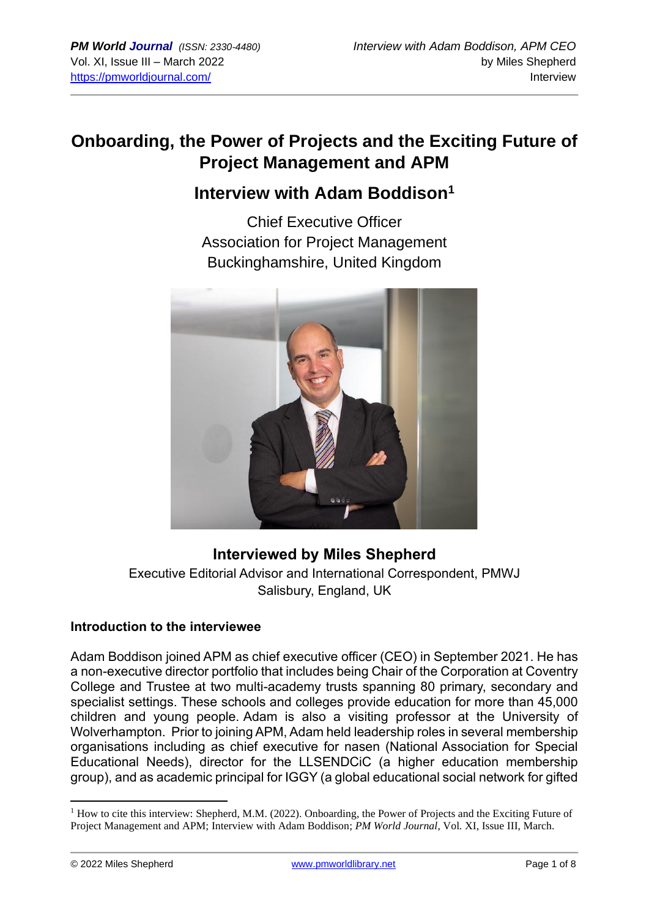# Onboarding, the Power of Projects and the Exciting Future of Project Management and APM

## Interview with Adam Boddison[1]

Chief Executive Officer
Association for Project Management
Buckinghamshire, United Kingdom

### Interviewed by Miles Shepherd

Executive Editorial Advisor and International Correspondent, PMWJ
Salisbury, England, UK

### Introduction to the interviewee

Adam Boddison joined APM as chief executive officer (CEO) in September 2021. He has a non-executive director portfolio that includes being Chair of the Corporation at Coventry College and Trustee at two multi-academy trusts spanning 80 primary, secondary and specialist settings. These schools and colleges provide education for more than 45,000 children and young people. Adam is also a visiting professor at the University of Wolverhampton. Prior to joining APM, Adam held leadership roles in several membership organisations including as chief executive for nasen (National Association for Special Educational Needs), director for the LLSENDCiC (a higher education membership group), and as academic principal for IGGY (a global educational social network for gifted

---

[1] How to cite this interview: Shepherd, M.M. (2022). Onboarding, the Power of Projects and the Exciting Future of Project Management and APM; Interview with Adam Boddison; *PM World Journal*, Vol. XI, Issue III, March.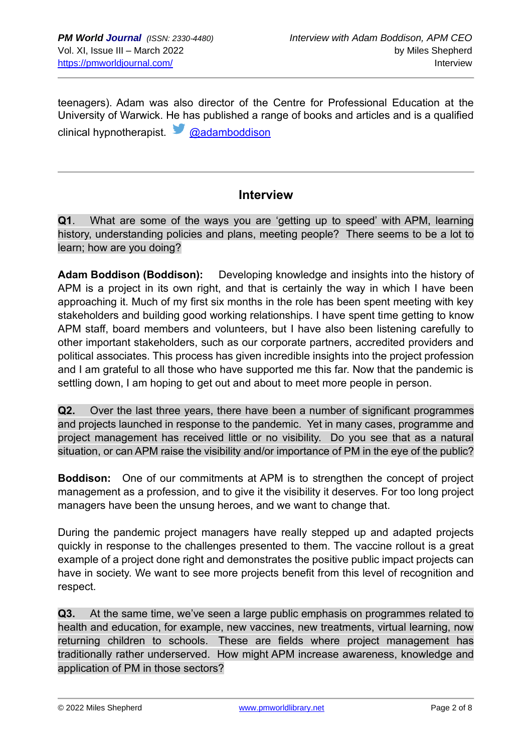teenagers). Adam was also director of the Centre for Professional Education at the University of Warwick. He has published a range of books and articles and is a qualified clinical hypnotherapist. @adamboddison

---

## Interview

**Q1**. What are some of the ways you are 'getting up to speed' with APM, learning history, understanding policies and plans, meeting people? There seems to be a lot to learn; how are you doing?

**Adam Boddison (Boddison):** Developing knowledge and insights into the history of APM is a project in its own right, and that is certainly the way in which I have been approaching it. Much of my first six months in the role has been spent meeting with key stakeholders and building good working relationships. I have spent time getting to know APM staff, board members and volunteers, but I have also been listening carefully to other important stakeholders, such as our corporate partners, accredited providers and political associates. This process has given incredible insights into the project profession and I am grateful to all those who have supported me this far. Now that the pandemic is settling down, I am hoping to get out and about to meet more people in person.

**Q2.** Over the last three years, there have been a number of significant programmes and projects launched in response to the pandemic. Yet in many cases, programme and project management has received little or no visibility. Do you see that as a natural situation, or can APM raise the visibility and/or importance of PM in the eye of the public?

**Boddison:** One of our commitments at APM is to strengthen the concept of project management as a profession, and to give it the visibility it deserves. For too long project managers have been the unsung heroes, and we want to change that.

During the pandemic project managers have really stepped up and adapted projects quickly in response to the challenges presented to them. The vaccine rollout is a great example of a project done right and demonstrates the positive public impact projects can have in society. We want to see more projects benefit from this level of recognition and respect.

**Q3.** At the same time, we've seen a large public emphasis on programmes related to health and education, for example, new vaccines, new treatments, virtual learning, now returning children to schools. These are fields where project management has traditionally rather underserved. How might APM increase awareness, knowledge and application of PM in those sectors?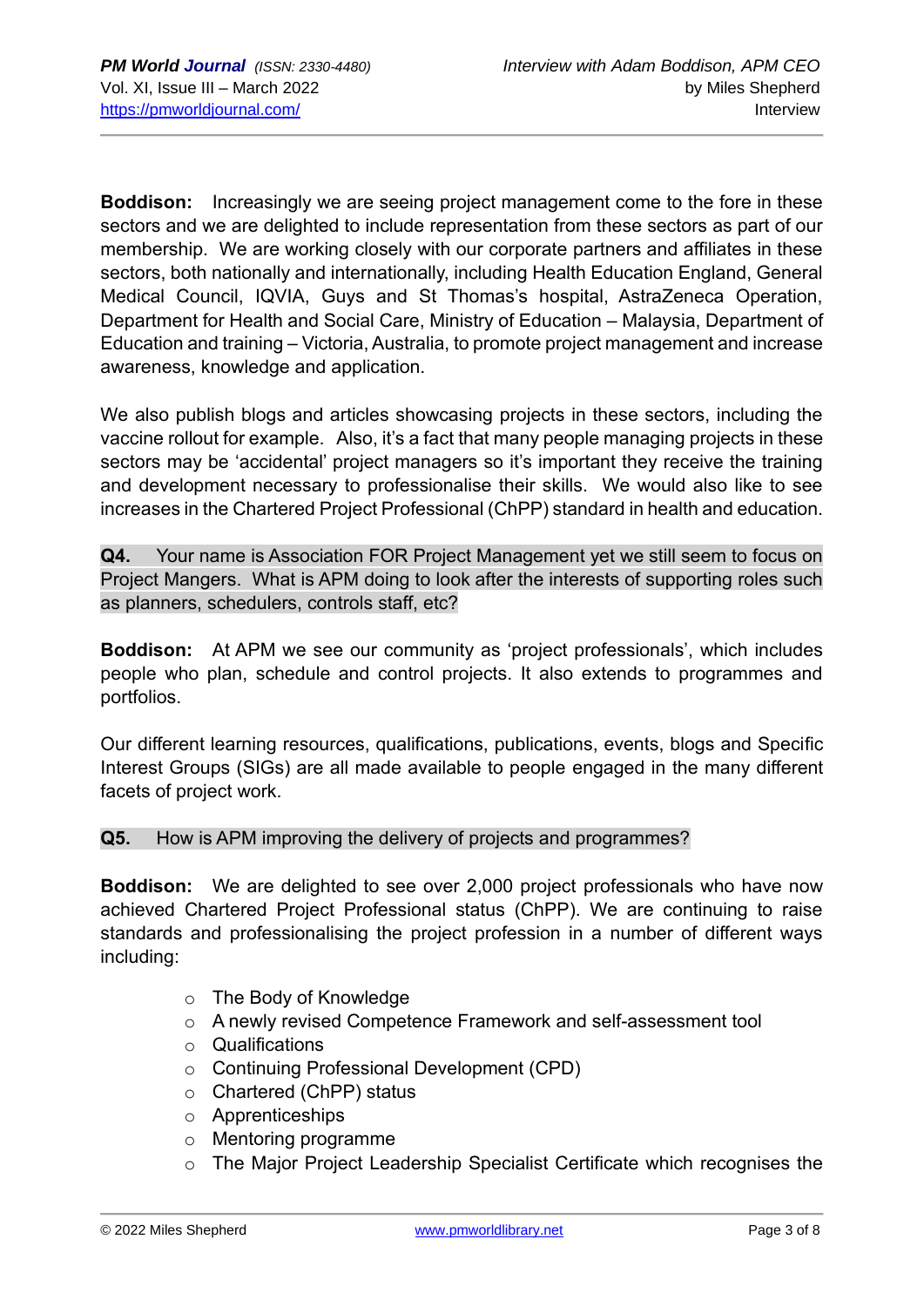**Boddison:** Increasingly we are seeing project management come to the fore in these sectors and we are delighted to include representation from these sectors as part of our membership. We are working closely with our corporate partners and affiliates in these sectors, both nationally and internationally, including Health Education England, General Medical Council, IQVIA, Guys and St Thomas's hospital, AstraZeneca Operation, Department for Health and Social Care, Ministry of Education – Malaysia, Department of Education and training – Victoria, Australia, to promote project management and increase awareness, knowledge and application.

We also publish blogs and articles showcasing projects in these sectors, including the vaccine rollout for example. Also, it's a fact that many people managing projects in these sectors may be 'accidental' project managers so it's important they receive the training and development necessary to professionalise their skills. We would also like to see increases in the Chartered Project Professional (ChPP) standard in health and education.

**Q4.** Your name is Association FOR Project Management yet we still seem to focus on Project Mangers. What is APM doing to look after the interests of supporting roles such as planners, schedulers, controls staff, etc?

**Boddison:** At APM we see our community as 'project professionals', which includes people who plan, schedule and control projects. It also extends to programmes and portfolios.

Our different learning resources, qualifications, publications, events, blogs and Specific Interest Groups (SIGs) are all made available to people engaged in the many different facets of project work.

**Q5.** How is APM improving the delivery of projects and programmes?

**Boddison:** We are delighted to see over 2,000 project professionals who have now achieved Chartered Project Professional status (ChPP). We are continuing to raise standards and professionalising the project profession in a number of different ways including:

- The Body of Knowledge
- A newly revised Competence Framework and self-assessment tool
- Qualifications
- Continuing Professional Development (CPD)
- Chartered (ChPP) status
- Apprenticeships
- Mentoring programme
- The Major Project Leadership Specialist Certificate which recognises the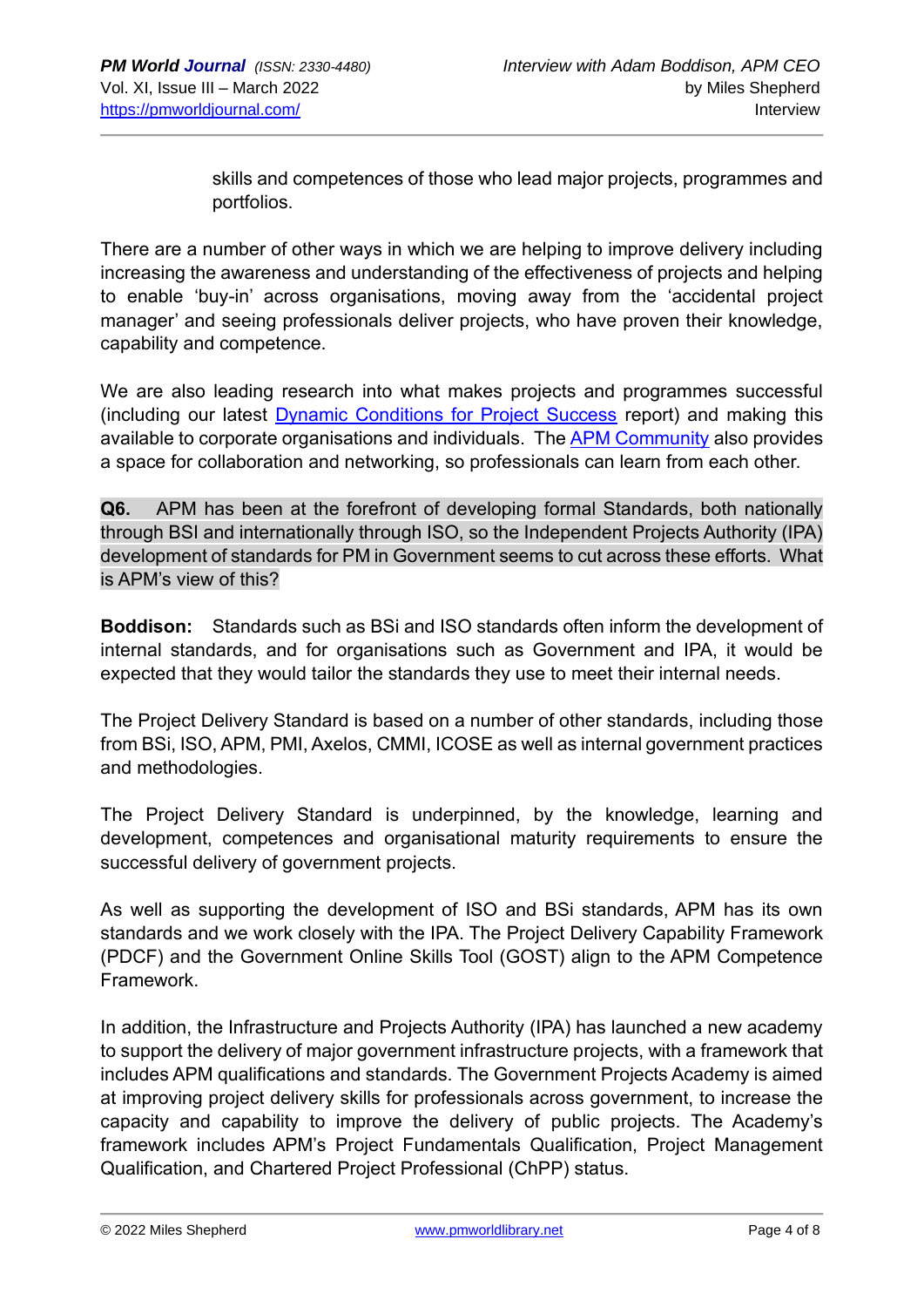skills and competences of those who lead major projects, programmes and portfolios.

There are a number of other ways in which we are helping to improve delivery including increasing the awareness and understanding of the effectiveness of projects and helping to enable 'buy-in' across organisations, moving away from the 'accidental project manager' and seeing professionals deliver projects, who have proven their knowledge, capability and competence.

We are also leading research into what makes projects and programmes successful (including our latest [Dynamic Conditions for Project Success]() report) and making this available to corporate organisations and individuals. The [APM Community]() also provides a space for collaboration and networking, so professionals can learn from each other.

**Q6.** APM has been at the forefront of developing formal Standards, both nationally through BSI and internationally through ISO, so the Independent Projects Authority (IPA) development of standards for PM in Government seems to cut across these efforts. What is APM's view of this?

**Boddison:** Standards such as BSi and ISO standards often inform the development of internal standards, and for organisations such as Government and IPA, it would be expected that they would tailor the standards they use to meet their internal needs.

The Project Delivery Standard is based on a number of other standards, including those from BSi, ISO, APM, PMI, Axelos, CMMI, ICOSE as well as internal government practices and methodologies.

The Project Delivery Standard is underpinned, by the knowledge, learning and development, competences and organisational maturity requirements to ensure the successful delivery of government projects.

As well as supporting the development of ISO and BSi standards, APM has its own standards and we work closely with the IPA. The Project Delivery Capability Framework (PDCF) and the Government Online Skills Tool (GOST) align to the APM Competence Framework.

In addition, the Infrastructure and Projects Authority (IPA) has launched a new academy to support the delivery of major government infrastructure projects, with a framework that includes APM qualifications and standards. The Government Projects Academy is aimed at improving project delivery skills for professionals across government, to increase the capacity and capability to improve the delivery of public projects. The Academy's framework includes APM's Project Fundamentals Qualification, Project Management Qualification, and Chartered Project Professional (ChPP) status.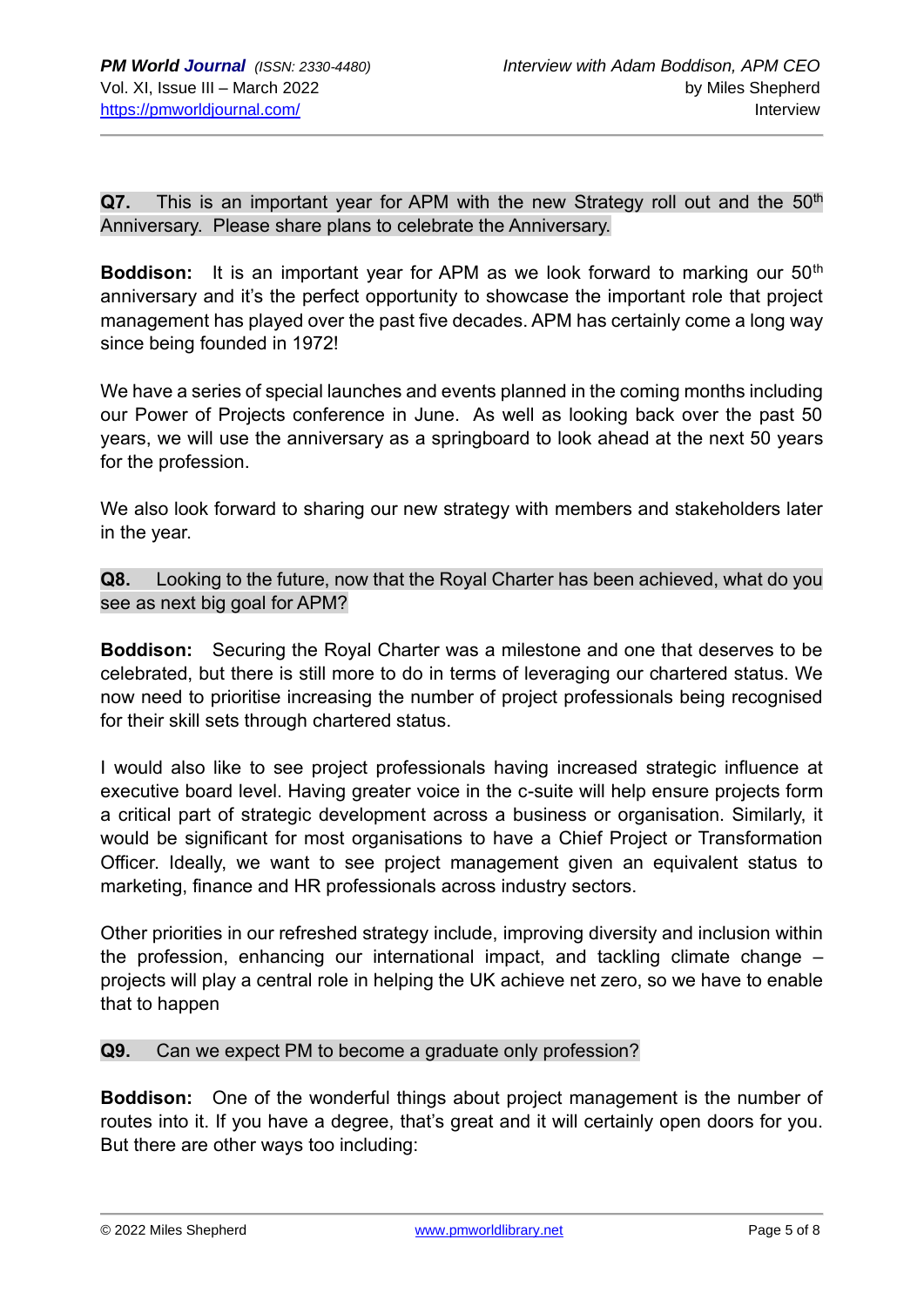**Q7.** This is an important year for APM with the new Strategy roll out and the 50th Anniversary. Please share plans to celebrate the Anniversary.

**Boddison:** It is an important year for APM as we look forward to marking our 50th anniversary and it's the perfect opportunity to showcase the important role that project management has played over the past five decades. APM has certainly come a long way since being founded in 1972!

We have a series of special launches and events planned in the coming months including our Power of Projects conference in June. As well as looking back over the past 50 years, we will use the anniversary as a springboard to look ahead at the next 50 years for the profession.

We also look forward to sharing our new strategy with members and stakeholders later in the year.

**Q8.** Looking to the future, now that the Royal Charter has been achieved, what do you see as next big goal for APM?

**Boddison:** Securing the Royal Charter was a milestone and one that deserves to be celebrated, but there is still more to do in terms of leveraging our chartered status. We now need to prioritise increasing the number of project professionals being recognised for their skill sets through chartered status.

I would also like to see project professionals having increased strategic influence at executive board level. Having greater voice in the c-suite will help ensure projects form a critical part of strategic development across a business or organisation. Similarly, it would be significant for most organisations to have a Chief Project or Transformation Officer. Ideally, we want to see project management given an equivalent status to marketing, finance and HR professionals across industry sectors.

Other priorities in our refreshed strategy include, improving diversity and inclusion within the profession, enhancing our international impact, and tackling climate change – projects will play a central role in helping the UK achieve net zero, so we have to enable that to happen

**Q9.** Can we expect PM to become a graduate only profession?

**Boddison:** One of the wonderful things about project management is the number of routes into it. If you have a degree, that's great and it will certainly open doors for you. But there are other ways too including: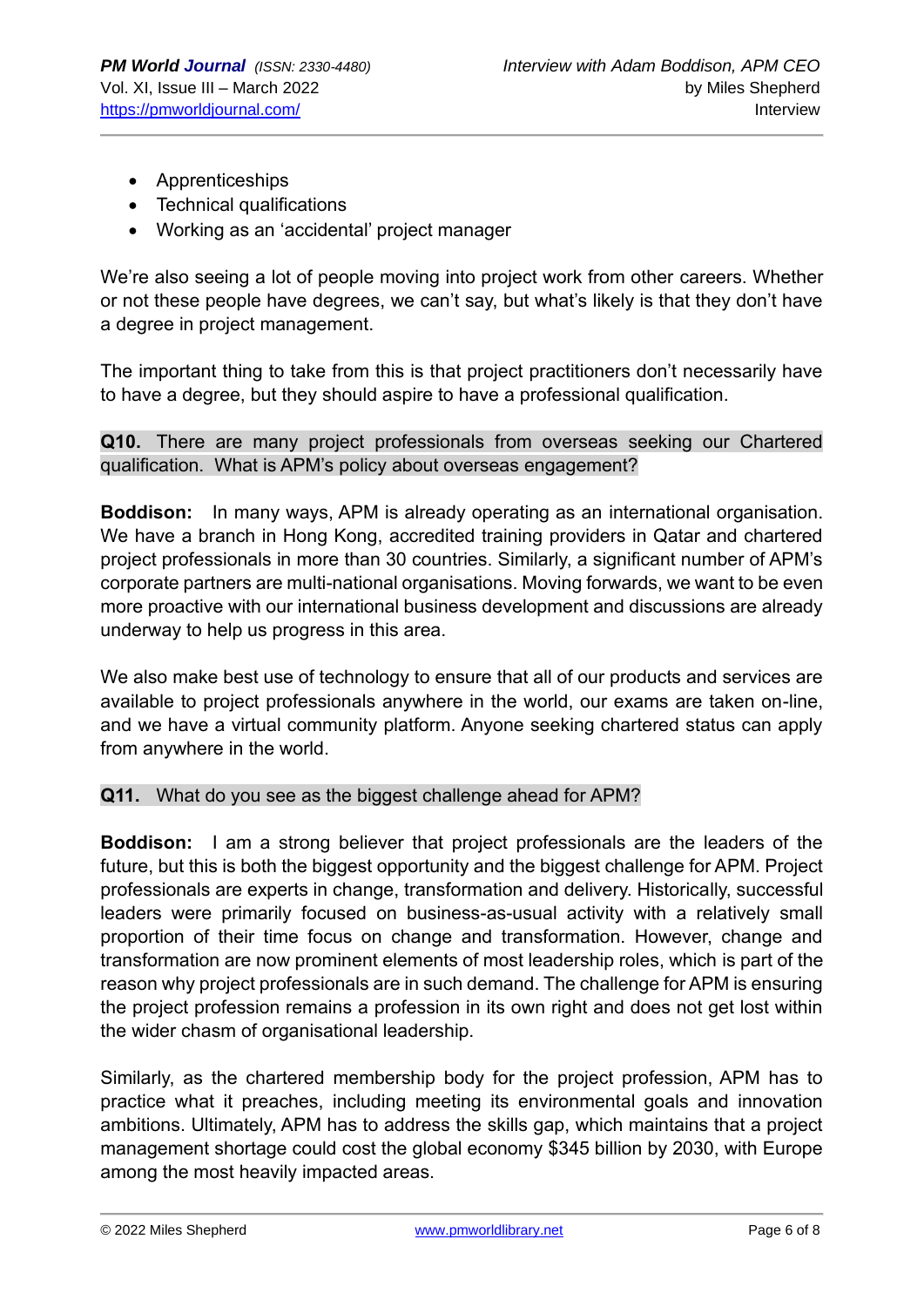- Apprenticeships
- Technical qualifications
- Working as an 'accidental' project manager

We're also seeing a lot of people moving into project work from other careers. Whether or not these people have degrees, we can't say, but what's likely is that they don't have a degree in project management.

The important thing to take from this is that project practitioners don't necessarily have to have a degree, but they should aspire to have a professional qualification.

**Q10.** There are many project professionals from overseas seeking our Chartered qualification. What is APM's policy about overseas engagement?

**Boddison:** In many ways, APM is already operating as an international organisation. We have a branch in Hong Kong, accredited training providers in Qatar and chartered project professionals in more than 30 countries. Similarly, a significant number of APM's corporate partners are multi-national organisations. Moving forwards, we want to be even more proactive with our international business development and discussions are already underway to help us progress in this area.

We also make best use of technology to ensure that all of our products and services are available to project professionals anywhere in the world, our exams are taken on-line, and we have a virtual community platform. Anyone seeking chartered status can apply from anywhere in the world.

**Q11.** What do you see as the biggest challenge ahead for APM?

**Boddison:** I am a strong believer that project professionals are the leaders of the future, but this is both the biggest opportunity and the biggest challenge for APM. Project professionals are experts in change, transformation and delivery. Historically, successful leaders were primarily focused on business-as-usual activity with a relatively small proportion of their time focus on change and transformation. However, change and transformation are now prominent elements of most leadership roles, which is part of the reason why project professionals are in such demand. The challenge for APM is ensuring the project profession remains a profession in its own right and does not get lost within the wider chasm of organisational leadership.

Similarly, as the chartered membership body for the project profession, APM has to practice what it preaches, including meeting its environmental goals and innovation ambitions. Ultimately, APM has to address the skills gap, which maintains that a project management shortage could cost the global economy $345 billion by 2030, with Europe among the most heavily impacted areas.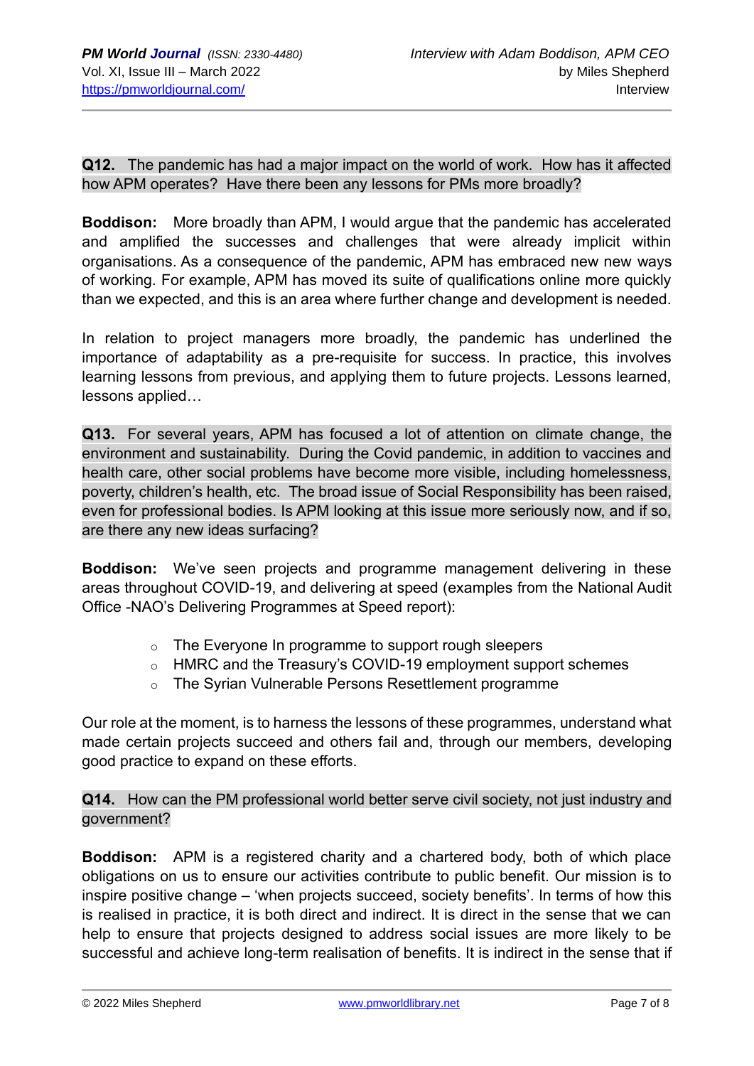**Q12.** The pandemic has had a major impact on the world of work. How has it affected how APM operates? Have there been any lessons for PMs more broadly?

**Boddison:** More broadly than APM, I would argue that the pandemic has accelerated and amplified the successes and challenges that were already implicit within organisations. As a consequence of the pandemic, APM has embraced new new ways of working. For example, APM has moved its suite of qualifications online more quickly than we expected, and this is an area where further change and development is needed.

In relation to project managers more broadly, the pandemic has underlined the importance of adaptability as a pre-requisite for success. In practice, this involves learning lessons from previous, and applying them to future projects. Lessons learned, lessons applied…

**Q13.** For several years, APM has focused a lot of attention on climate change, the environment and sustainability. During the Covid pandemic, in addition to vaccines and health care, other social problems have become more visible, including homelessness, poverty, children's health, etc. The broad issue of Social Responsibility has been raised, even for professional bodies. Is APM looking at this issue more seriously now, and if so, are there any new ideas surfacing?

**Boddison:** We've seen projects and programme management delivering in these areas throughout COVID-19, and delivering at speed (examples from the National Audit Office -NAO's Delivering Programmes at Speed report):

- The Everyone In programme to support rough sleepers
- HMRC and the Treasury's COVID-19 employment support schemes
- The Syrian Vulnerable Persons Resettlement programme

Our role at the moment, is to harness the lessons of these programmes, understand what made certain projects succeed and others fail and, through our members, developing good practice to expand on these efforts.

**Q14.** How can the PM professional world better serve civil society, not just industry and government?

**Boddison:** APM is a registered charity and a chartered body, both of which place obligations on us to ensure our activities contribute to public benefit. Our mission is to inspire positive change – 'when projects succeed, society benefits'. In terms of how this is realised in practice, it is both direct and indirect. It is direct in the sense that we can help to ensure that projects designed to address social issues are more likely to be successful and achieve long-term realisation of benefits. It is indirect in the sense that if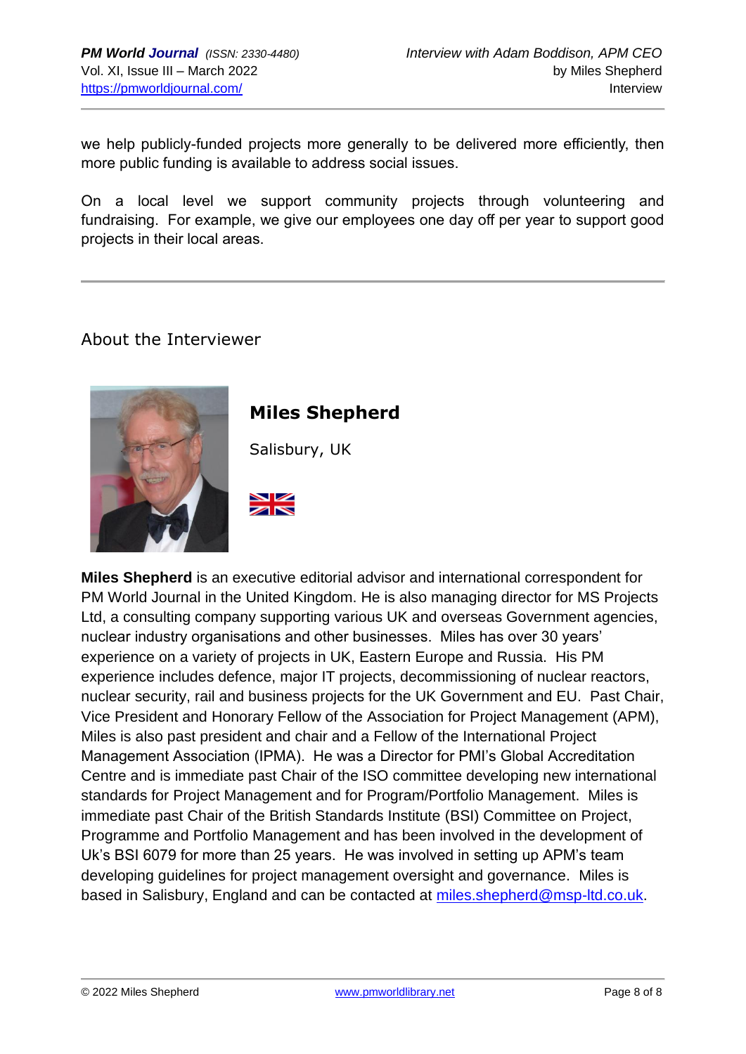we help publicly-funded projects more generally to be delivered more efficiently, then more public funding is available to address social issues.

On a local level we support community projects through volunteering and fundraising. For example, we give our employees one day off per year to support good projects in their local areas.

---

## About the Interviewer

### Miles Shepherd

Salisbury, UK

**Miles Shepherd** is an executive editorial advisor and international correspondent for PM World Journal in the United Kingdom. He is also managing director for MS Projects Ltd, a consulting company supporting various UK and overseas Government agencies, nuclear industry organisations and other businesses. Miles has over 30 years' experience on a variety of projects in UK, Eastern Europe and Russia. His PM experience includes defence, major IT projects, decommissioning of nuclear reactors, nuclear security, rail and business projects for the UK Government and EU. Past Chair, Vice President and Honorary Fellow of the Association for Project Management (APM), Miles is also past president and chair and a Fellow of the International Project Management Association (IPMA). He was a Director for PMI's Global Accreditation Centre and is immediate past Chair of the ISO committee developing new international standards for Project Management and for Program/Portfolio Management. Miles is immediate past Chair of the British Standards Institute (BSI) Committee on Project, Programme and Portfolio Management and has been involved in the development of Uk's BSI 6079 for more than 25 years. He was involved in setting up APM's team developing guidelines for project management oversight and governance. Miles is based in Salisbury, England and can be contacted at miles.shepherd@msp-ltd.co.uk.